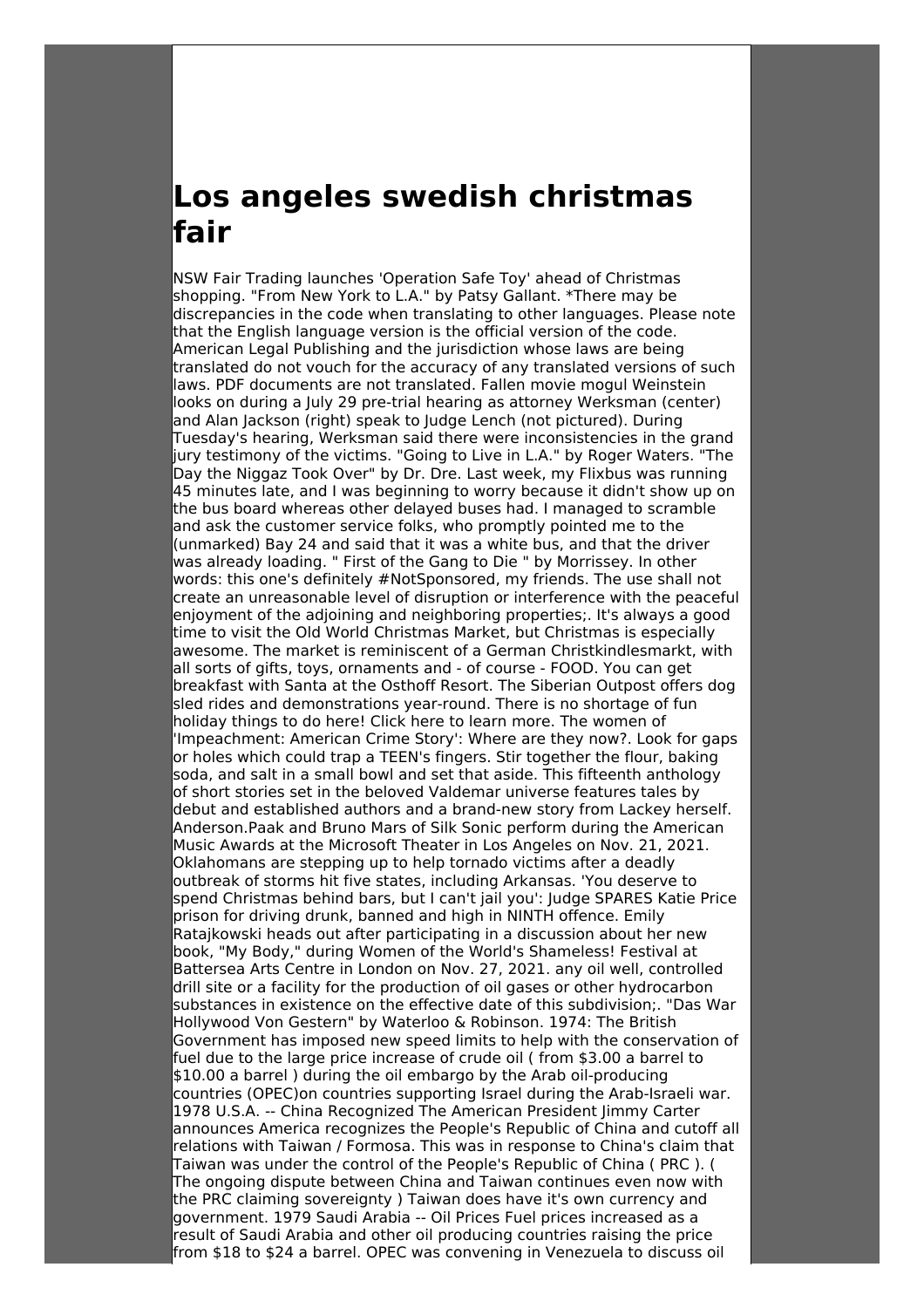# Los angeles swedish christmas fair

NSW Fair Trading launches 'Operation Safe Toy' ahead of Christmas shopping. "From New York to L.A." by Patsy Gallant. *There may be discrepancies in the code when translating to other languages. Please note that the English language version is the official version of the code. American Legal Publishing and the jurisdiction whose laws are being translated do not vouch for the accuracy of any translated versions of such laws. PDF documents are not translated. Fallen movie mogul Weinstein looks on during a July 29 pre-trial hearing as attorney Werksman (center) and Alan Jackson (right) speak to Judge Lench (not pictured). During Tuesday's hearing, Werksman said there were inconsistencies in the grand jury testimony of the victims. "Going to Live in L.A." by Roger Waters. "The Day the Niggaz Took Over" by Dr. Dre. Last week, my Flixbus was running 45 minutes late, and I was beginning to worry because it didn't show up on the bus board whereas other delayed buses had. I managed to scramble and ask the customer service folks, who promptly pointed me to the (unmarked) Bay 24 and said that it was a white bus, and that the driver was already loading. " First of the Gang to Die " by Morrissey. In other words: this one's definitely #NotSponsored, my friends. The use shall not create an unreasonable level of disruption or interference with the peaceful enjoyment of the adjoining and neighboring properties;. It's always a good time to visit the Old World Christmas Market, but Christmas is especially awesome. The market is reminiscent of a German Christkindlesmarkt, with all sorts of gifts, toys, ornaments and - of course - FOOD. You can get breakfast with Santa at the Osthoff Resort. The Siberian Outpost offers dog sled rides and demonstrations year-round. There is no shortage of fun holiday things to do here! Click here to learn more. The women of 'Impeachment: American Crime Story': Where are they now?. Look for gaps or holes which could trap a TEEN's fingers. Stir together the flour, baking soda, and salt in a small bowl and set that aside. This fifteenth anthology of short stories set in the beloved Valdemar universe features tales by debut and established authors and a brand-new story from Lackey herself. Anderson.Paak and Bruno Mars of Silk Sonic perform during the American Music Awards at the Microsoft Theater in Los Angeles on Nov. 21, 2021. Oklahomans are stepping up to help tornado victims after a deadly outbreak of storms hit five states, including Arkansas. 'You deserve to spend Christmas behind bars, but I can't jail you': Judge SPARES Katie Price prison for driving drunk, banned and high in NINTH offence. Emily Ratajkowski heads out after participating in a discussion about her new book, "My Body," during Women of the World's Shameless! Festival at Battersea Arts Centre in London on Nov. 27, 2021. any oil well, controlled drill site or a facility for the production of crude oil gases or other hydrocarbon substances in existence on the effective date of this subdivision;. "Das War Hollywood Von Gestern" by Waterloo & Robinson. 1974: The British Government has imposed new speed limits to help with the conservation of fuel due to the large price increase of crude oil ( from $3.00 a barrel to $10.00 a barrel ) during the oil embargo by the Arab oil-producing countries (OPEC)on countries supporting Israel during the Arab-Israeli war. 1978 U.S.A. -- China Recognized The American President Jimmy Carter announces America recognizes the People's Republic of China and cutoff all relations with Taiwan / Formosa. This was in response to China's claim that Taiwan was under the control of the People's Republic of China ( PRC ). ( The ongoing dispute between China and Taiwan continues even now with the PRC claiming sovereignty ) Taiwan does have it's own currency and government. 1979 Saudi Arabia -- Oil Prices Fuel prices increased as a result of Saudi Arabia and other oil producing countries raising the price from $18 to $24 a barrel. OPEC was convening in Venezuela to discuss oil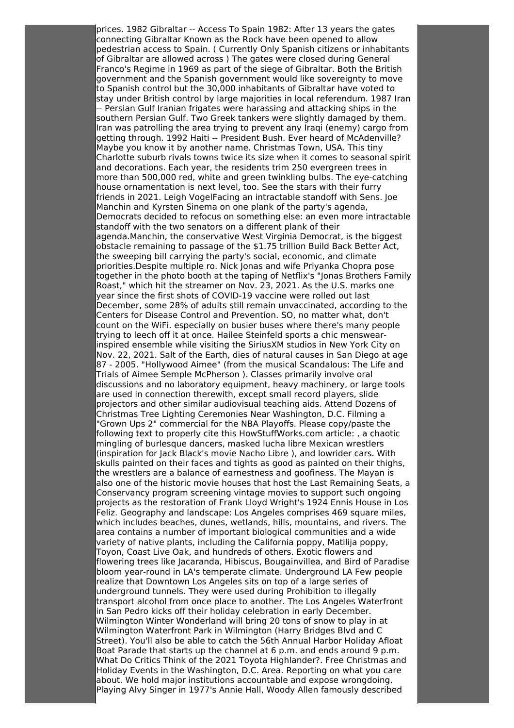prices. 1982 Gibraltar -- Access To Spain 1982: After 13 years the gates connecting Gibraltar Known as the Rock have been opened to allow pedestrian access to Spain. ( Currently Only Spanish citizens or inhabitants of Gibraltar are allowed across ) The gates were closed during General Franco's Regime in 1969 as part of the siege of Gibraltar. Both the British government and the Spanish government would like sovereignty to move to Spanish control but the 30,000 inhabitants of Gibraltar have voted to stay under British control by large majorities in local referendum. 1987 Iran -- Persian Gulf Iranian frigates were harassing and attacking ships in the southern Persian Gulf. Two Greek tankers were slightly damaged by them. Iran was patrolling the area trying to prevent any Iraqi (enemy) cargo from getting through. 1992 Haiti -- President Bush. Ever heard of McAdenville? Maybe you know it by another name. Christmas Town, USA. This tiny Charlotte suburb rivals towns twice its size when it comes to seasonal spirit and decorations. Each year, the residents trim 250 evergreen trees in more than 500,000 red, white and green twinkling bulbs. The eye-catching house ornamentation is next level, too. See the stars with their furry friends in 2021. Leigh VogelFacing an intractable standoff with Sens. Joe Manchin and Kyrsten Sinema on one plank of the party's agenda, Democrats decided to refocus on something else: an even more intractable standoff with the two senators on a different plank of their agenda.Manchin, the conservative West Virginia Democrat, is the biggest obstacle remaining to passage of the $1.75 trillion Build Back Better Act, the sweeping bill carrying the party's social, economic, and climate priorities.Despite multiple ro. Nick Jonas and wife Priyanka Chopra pose together in the photo booth at the taping of Netflix's "Jonas Brothers Family Roast," which hit the streamer on Nov. 23, 2021. As the U.S. marks one year since the first shots of COVID-19 vaccine were rolled out last December, some 28% of adults still remain unvaccinated, according to the Centers for Disease Control and Prevention. SO, no matter what, don't count on the WiFi. especially on busier buses where there's many people trying to leech off it at once. Hailee Steinfeld sports a chic menswear-inspired ensemble while visiting the SiriusXM studios in New York City on Nov. 22, 2021. Salt of the Earth, dies of natural causes in San Diego at age 87 - 2005. "Hollywood Aimee" (from the musical Scandalous: The Life and Trials of Aimee Semple McPherson ). Classes primarily involve oral discussions and no laboratory equipment, heavy machinery, or large tools are used in connection therewith, except small record players, slide projectors and other similar audiovisual teaching aids. Attend Dozens of Christmas Tree Lighting Ceremonies Near Washington, D.C. Filming a "Grown Ups 2" commercial for the NBA Playoffs. Please copy/paste the following text to properly cite this HowStuffWorks.com article: , a chaotic mingling of burlesque dancers, masked lucha libre Mexican wrestlers (inspiration for Jack Black's movie Nacho Libre ), and lowrider cars. With skulls painted on their faces and tights as good as painted on their thighs, the wrestlers are a balance of earnestness and goofiness. The Mayan is also one of the historic movie houses that host the Last Remaining Seats, a Conservancy program screening vintage movies to support such ongoing projects as the restoration of Frank Lloyd Wright's 1924 Ennis House in Los Feliz. Geography and landscape: Los Angeles comprises 469 square miles, which includes beaches, dunes, wetlands, hills, mountains, and rivers. The area contains a number of important biological communities and a wide variety of native plants, including the California poppy, Matilija poppy, Toyon, Coast Live Oak, and hundreds of others. Exotic flowers and flowering trees like Jacaranda, Hibiscus, Bougainvillea, and Bird of Paradise bloom year-round in LA's temperate climate. Underground LA Few people realize that Downtown Los Angeles sits on top of a large series of underground tunnels. They were used during Prohibition to illegally transport alcohol from once place to another. The Los Angeles Waterfront in San Pedro kicks off their holiday celebration in early December. Wilmington Winter Wonderland will bring 20 tons of snow to play in at Wilmington Waterfront Park in Wilmington (Harry Bridges Blvd and C Street). You'll also be able to catch the 56th Annual Harbor Holiday Afloat Boat Parade that starts up the channel at 6 p.m. and ends around 9 p.m. What Do Critics Think of the 2021 Toyota Highlander?. Free Christmas and Holiday Events in the Washington, D.C. Area. Reporting on what you care about. We hold major institutions accountable and expose wrongdoing. Playing Alvy Singer in 1977's Annie Hall, Woody Allen famously described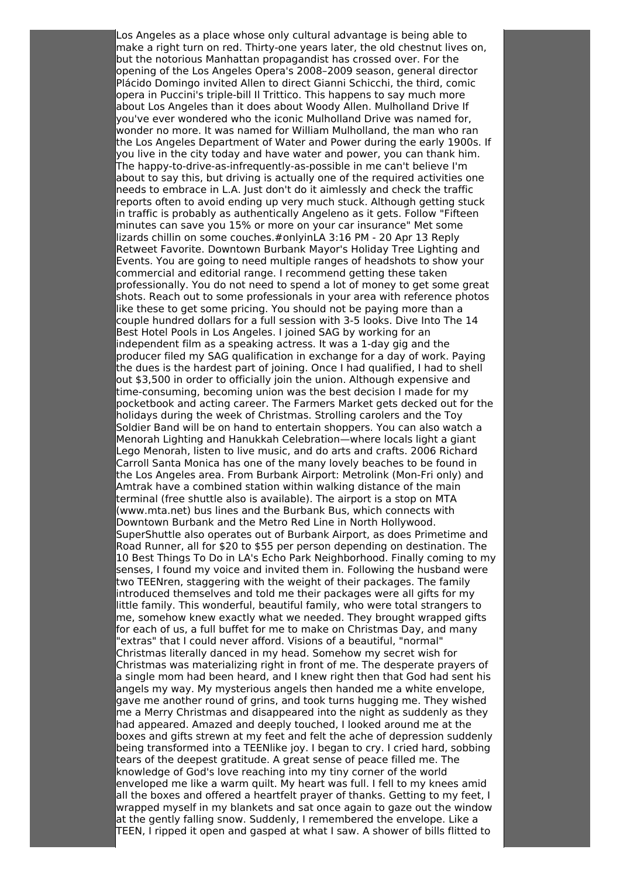Los Angeles as a place whose only cultural advantage is being able to make a right turn on red. Thirty-one years later, the old chestnut lives on, but the notorious Manhattan propagandist has crossed over. For the opening of the Los Angeles Opera's 2008–2009 season, general director Plácido Domingo invited Allen to direct Gianni Schicchi, the third, comic opera in Puccini's triple-bill Il Trittico. This happens to say much more about Los Angeles than it does about Woody Allen. Mulholland Drive If you've ever wondered who the iconic Mulholland Drive was named for, wonder no more. It was named for William Mulholland, the man who ran the Los Angeles Department of Water and Power during the early 1900s. If you live in the city today and have water and power, you can thank him. The happy-to-drive-as-infrequently-as-possible in me can't believe I'm about to say this, but driving is actually one of the required activities one needs to embrace in L.A. Just don't do it aimlessly and check the traffic reports often to avoid ending up very much stuck. Although getting stuck in traffic is probably as authentically Angeleno as it gets. Follow "Fifteen minutes can save you 15% or more on your car insurance" Met some lizards chillin on some couches.#onlyinLA 3:16 PM - 20 Apr 13 Reply Retweet Favorite. Downtown Burbank Mayor's Holiday Tree Lighting and Events. You are going to need multiple ranges of headshots to show your commercial and editorial range. I recommend getting these taken professionally. You do not need to spend a lot of money to get some great shots. Reach out to some professionals in your area with reference photos like these to get some pricing. You should not be paying more than a couple hundred dollars for a full session with 3-5 looks. Dive Into The 14 Best Hotel Pools in Los Angeles. I joined SAG by working for an independent film as a speaking actress. It was a 1-day gig and the producer filed my SAG qualification in exchange for a day of work. Paying the dues is the hardest part of joining. Once I had qualified, I had to shell out $3,500 in order to officially join the union. Although expensive and time-consuming, becoming union was the best decision I made for my pocketbook and acting career. The Farmers Market gets decked out for the holidays during the week of Christmas. Strolling carolers and the Toy Soldier Band will be on hand to entertain shoppers. You can also watch a Menorah Lighting and Hanukkah Celebration—where locals light a giant Lego Menorah, listen to live music, and do arts and crafts. 2006 Richard Carroll Santa Monica has one of the many lovely beaches to be found in the Los Angeles area. From Burbank Airport: Metrolink (Mon-Fri only) and Amtrak have a combined station within walking distance of the main terminal (free shuttle also is available). The airport is a stop on MTA (www.mta.net) bus lines and the Burbank Bus, which connects with Downtown Burbank and the Metro Red Line in North Hollywood. SuperShuttle also operates out of Burbank Airport, as does Primetime and Road Runner, all for $20 to $55 per person depending on destination. The 10 Best Things To Do in LA's Echo Park Neighborhood. Finally coming to my senses, I found my voice and invited them in. Following the husband were two TEENren, staggering with the weight of their packages. The family introduced themselves and told me their packages were all gifts for my little family. This wonderful, beautiful family, who were total strangers to me, somehow knew exactly what we needed. They brought wrapped gifts for each of us, a full buffet for me to make on Christmas Day, and many "extras" that I could never afford. Visions of a beautiful, "normal" Christmas literally danced in my head. Somehow my secret wish for Christmas was materializing right in front of me. The desperate prayers of a single mom had been heard, and I knew right then that God had sent his angels my way. My mysterious angels then handed me a white envelope, gave me another round of grins, and took turns hugging me. They wished me a Merry Christmas and disappeared into the night as suddenly as they had appeared. Amazed and deeply touched, I looked around me at the boxes and gifts strewn at my feet and felt the ache of depression suddenly being transformed into a TEENlike joy. I began to cry. I cried hard, sobbing tears of the deepest gratitude. A great sense of peace filled me. The knowledge of God's love reaching into my tiny corner of the world enveloped me like a warm quilt. My heart was full. I fell to my knees amid all the boxes and offered a heartfelt prayer of thanks. Getting to my feet, I wrapped myself in my blankets and sat once again to gaze out the window at the gently falling snow. Suddenly, I remembered the envelope. Like a TEEN, I ripped it open and gasped at what I saw. A shower of bills flitted to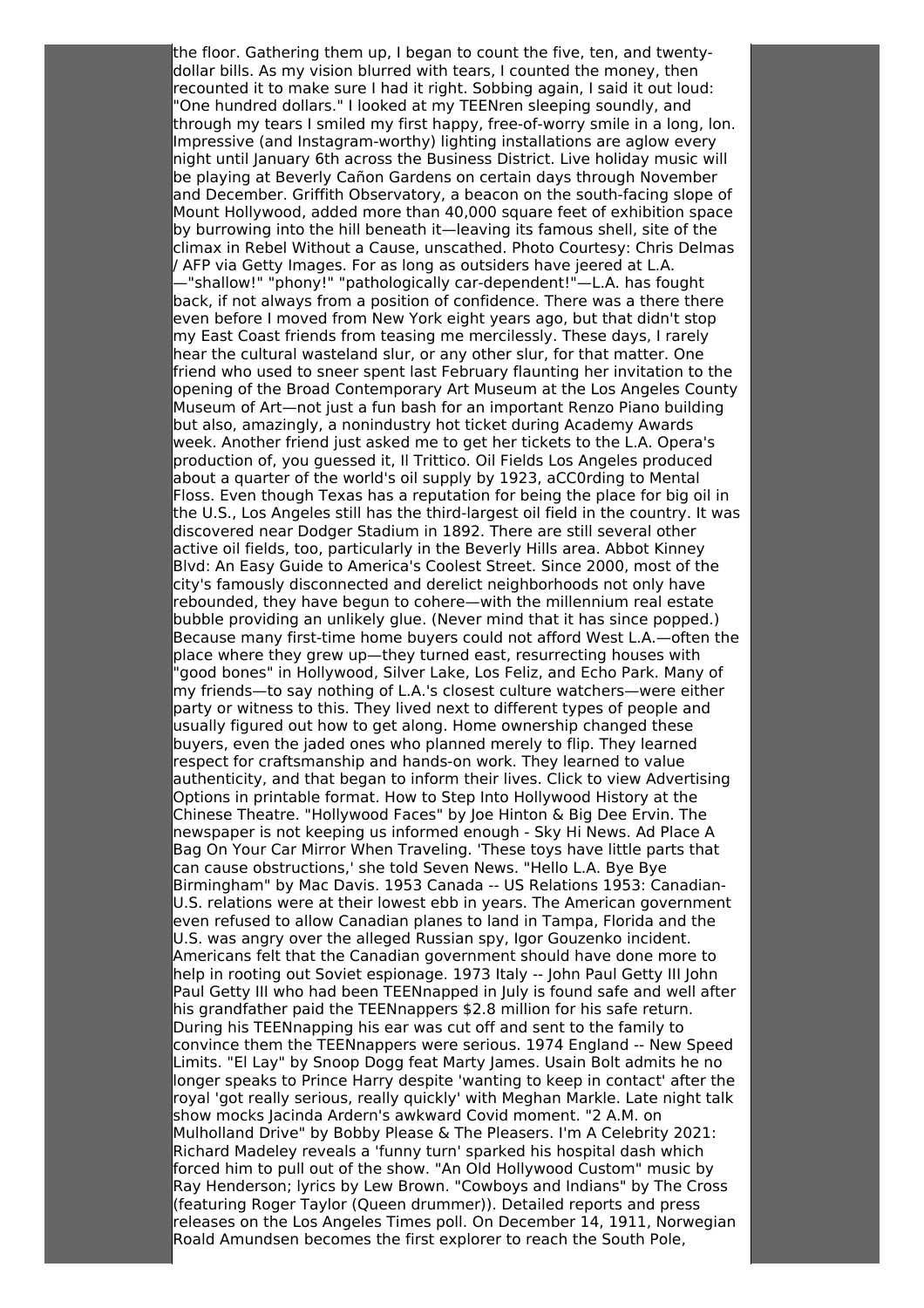the floor. Gathering them up, I began to count the five, ten, and twenty-dollar bills. As my vision blurred with tears, I counted the money, then recounted it to make sure I had it right. Sobbing again, I said it out loud: "One hundred dollars." I looked at my TEENren sleeping soundly, and through my tears I smiled my first happy, free-of-worry smile in a long, lon. Impressive (and Instagram-worthy) lighting installations are aglow every night until January 6th across the Business District. Live holiday music will be playing at Beverly Cañon Gardens on certain days through November and December. Griffith Observatory, a beacon on the south-facing slope of Mount Hollywood, added more than 40,000 square feet of exhibition space by burrowing into the hill beneath it—leaving its famous shell, site of the climax in Rebel Without a Cause, unscathed. Photo Courtesy: Chris Delmas / AFP via Getty Images. For as long as outsiders have jeered at L.A. —"shallow!" "phony!" "pathologically car-dependent!"—L.A. has fought back, if not always from a position of confidence. There was a there there even before I moved from New York eight years ago, but that didn't stop my East Coast friends from teasing me mercilessly. These days, I rarely hear the cultural wasteland slur, or any other slur, for that matter. One friend who used to sneer spent last February flaunting her invitation to the opening of the Broad Contemporary Art Museum at the Los Angeles County Museum of Art—not just a fun bash for an important Renzo Piano building but also, amazingly, a nonindustry hot ticket during Academy Awards week. Another friend just asked me to get her tickets to the L.A. Opera's production of, you guessed it, Il Trittico. Oil Fields Los Angeles produced about a quarter of the world's oil supply by 1923, aCC0rding to Mental Floss. Even though Texas has a reputation for being the place for big oil in the U.S., Los Angeles still has the third-largest oil field in the country. It was discovered near Dodger Stadium in 1892. There are still several other active oil fields, too, particularly in the Beverly Hills area. Abbot Kinney Blvd: An Easy Guide to America's Coolest Street. Since 2000, most of the city's famously disconnected and derelict neighborhoods not only have rebounded, they have begun to cohere—with the millennium real estate bubble providing an unlikely glue. (Never mind that it has since popped.) Because many first-time home buyers could not afford West L.A.—often the place where they grew up—they turned east, resurrecting houses with "good bones" in Hollywood, Silver Lake, Los Feliz, and Echo Park. Many of my friends—to say nothing of L.A.'s closest culture watchers—were either party or witness to this. They lived next to different types of people and usually figured out how to get along. Home ownership changed these buyers, even the jaded ones who planned merely to flip. They learned respect for craftsmanship and hands-on work. They learned to value authenticity, and that began to inform their lives. Click to view Advertising Options in printable format. How to Step Into Hollywood History at the Chinese Theatre. "Hollywood Faces" by Joe Hinton & Big Dee Ervin. The newspaper is not keeping us informed enough - Sky Hi News. Ad Place A Bag On Your Car Mirror When Traveling. 'These toys have little parts that can cause obstructions,' she told Seven News. "Hello L.A. Bye Bye Birmingham" by Mac Davis. 1953 Canada -- US Relations 1953: Canadian-U.S. relations were at their lowest ebb in years. The American government even refused to allow Canadian planes to land in Tampa, Florida and the U.S. was angry over the alleged Russian spy, Igor Gouzenko incident. Americans felt that the Canadian government should have done more to help in rooting out Soviet espionage. 1973 Italy -- John Paul Getty III John Paul Getty III who had been TEENnapped in July is found safe and well after his grandfather paid the TEENnappers $2.8 million for his safe return. During his TEENnapping his ear was cut off and sent to the family to convince them the TEENnappers were serious. 1974 England -- New Speed Limits. "El Lay" by Snoop Dogg feat Marty James. Usain Bolt admits he no longer speaks to Prince Harry despite 'wanting to keep in contact' after the royal 'got really serious, really quickly' with Meghan Markle. Late night talk show mocks Jacinda Ardern's awkward Covid moment. "2 A.M. on Mulholland Drive" by Bobby Please & The Pleasers. I'm A Celebrity 2021: Richard Madeley reveals a 'funny turn' sparked his hospital dash which forced him to pull out of the show. "An Old Hollywood Custom" music by Ray Henderson; lyrics by Lew Brown. "Cowboys and Indians" by The Cross (featuring Roger Taylor (Queen drummer)). Detailed reports and press releases on the Los Angeles Times poll. On December 14, 1911, Norwegian Roald Amundsen becomes the first explorer to reach the South Pole,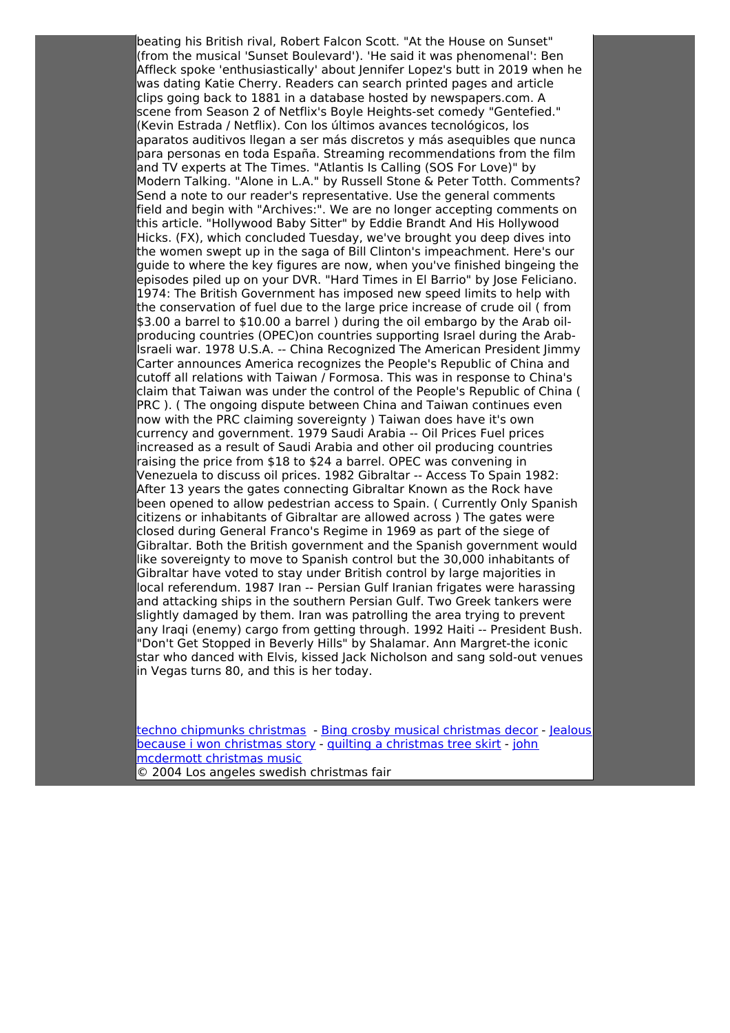beating his British rival, Robert Falcon Scott. "At the House on Sunset" (from the musical 'Sunset Boulevard'). 'He said it was phenomenal': Ben Affleck spoke 'enthusiastically' about Jennifer Lopez's butt in 2019 when he was dating Katie Cherry. Readers can search printed pages and article clips going back to 1881 in a database hosted by newspapers.com. A scene from Season 2 of Netflix's Boyle Heights-set comedy "Gentefied." (Kevin Estrada / Netflix). Con los últimos avances tecnológicos, los aparatos auditivos llegan a ser más discretos y más asequibles que nunca para personas en toda España. Streaming recommendations from the film and TV experts at The Times. "Atlantis Is Calling (SOS For Love)" by Modern Talking. "Alone in L.A." by Russell Stone & Peter Totth. Comments? Send a note to our reader's representative. Use the general comments field and begin with "Archives:". We are no longer accepting comments on this article. "Hollywood Baby Sitter" by Eddie Brandt And His Hollywood Hicks. (FX), which concluded Tuesday, we've brought you deep dives into the women swept up in the saga of Bill Clinton's impeachment. Here's our guide to where the key figures are now, when you've finished bingeing the episodes piled up on your DVR. "Hard Times in El Barrio" by Jose Feliciano. 1974: The British Government has imposed new speed limits to help with the conservation of fuel due to the large price increase of crude oil ( from $3.00 a barrel to $10.00 a barrel ) during the oil embargo by the Arab oil-producing countries (OPEC)on countries supporting Israel during the Arab-Israeli war. 1978 U.S.A. -- China Recognized The American President Jimmy Carter announces America recognizes the People's Republic of China and cutoff all relations with Taiwan / Formosa. This was in response to China's claim that Taiwan was under the control of the People's Republic of China ( PRC ). ( The ongoing dispute between China and Taiwan continues even now with the PRC claiming sovereignty ) Taiwan does have it's own currency and government. 1979 Saudi Arabia -- Oil Prices Fuel prices increased as a result of Saudi Arabia and other oil producing countries raising the price from $18 to $24 a barrel. OPEC was convening in Venezuela to discuss oil prices. 1982 Gibraltar -- Access To Spain 1982: After 13 years the gates connecting Gibraltar Known as the Rock have been opened to allow pedestrian access to Spain. ( Currently Only Spanish citizens or inhabitants of Gibraltar are allowed across ) The gates were closed during General Franco's Regime in 1969 as part of the siege of Gibraltar. Both the British government and the Spanish government would like sovereignty to move to Spanish control but the 30,000 inhabitants of Gibraltar have voted to stay under British control by large majorities in local referendum. 1987 Iran -- Persian Gulf Iranian frigates were harassing and attacking ships in the southern Persian Gulf. Two Greek tankers were slightly damaged by them. Iran was patrolling the area trying to prevent any Iraqi (enemy) cargo from getting through. 1992 Haiti -- President Bush. "Don't Get Stopped in Beverly Hills" by Shalamar. Ann Margret-the iconic star who danced with Elvis, kissed Jack Nicholson and sang sold-out venues in Vegas turns 80, and this is her today.

techno chipmunks christmas - Bing crosby musical christmas decor - Jealous because i won christmas story - quilting a christmas tree skirt - john mcdermott christmas music

© 2004 Los angeles swedish christmas fair